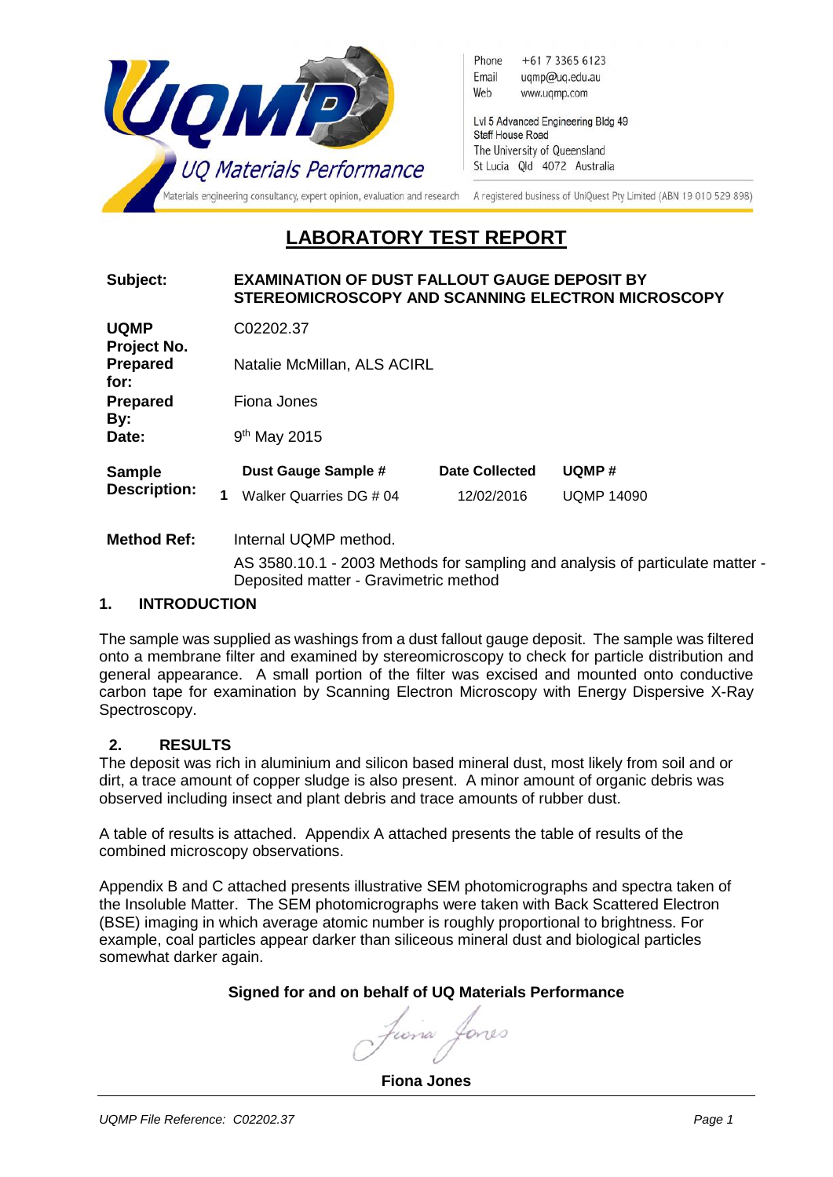UQMP
UQ Materials Performance

Materials engineering consultancy, expert opinion, evaluation and research

Phone +61 7 3365 6123
Email uqmp@uq.edu.au
Web www.uqmp.com

Lvl 5 Advanced Engineering Bldg 49
Staff House Road
The University of Queensland
St Lucia Qld 4072 Australia

A registered business of UniQuest Pty Limited (ABN 19 010 529 898)

# LABORATORY TEST REPORT

**Subject:** **EXAMINATION OF DUST FALLOUT GAUGE DEPOSIT BY STEREOMICROSCOPY AND SCANNING ELECTRON MICROSCOPY**

**UQMP Project No.** C02202.37

**Prepared for:** Natalie McMillan, ALS ACIRL

**Prepared By:** Fiona Jones

**Date:** 9th May 2015

**Sample Description:**

| | Dust Gauge Sample # | Date Collected | UQMP # |
|---|---|---|---|
| 1 | Walker Quarries DG # 04 | 12/02/2016 | UQMP 14090 |

**Method Ref:** Internal UQMP method.

AS 3580.10.1 - 2003 Methods for sampling and analysis of particulate matter - Deposited matter - Gravimetric method

## 1. INTRODUCTION

The sample was supplied as washings from a dust fallout gauge deposit. The sample was filtered onto a membrane filter and examined by stereomicroscopy to check for particle distribution and general appearance. A small portion of the filter was excised and mounted onto conductive carbon tape for examination by Scanning Electron Microscopy with Energy Dispersive X-Ray Spectroscopy.

## 2. RESULTS

The deposit was rich in aluminium and silicon based mineral dust, most likely from soil and or dirt, a trace amount of copper sludge is also present. A minor amount of organic debris was observed including insect and plant debris and trace amounts of rubber dust.

A table of results is attached. Appendix A attached presents the table of results of the combined microscopy observations.

Appendix B and C attached presents illustrative SEM photomicrographs and spectra taken of the Insoluble Matter. The SEM photomicrographs were taken with Back Scattered Electron (BSE) imaging in which average atomic number is roughly proportional to brightness. For example, coal particles appear darker than siliceous mineral dust and biological particles somewhat darker again.

**Signed for and on behalf of UQ Materials Performance**

*Fiona Jones*

**Fiona Jones**

*UQMP File Reference: C02202.37*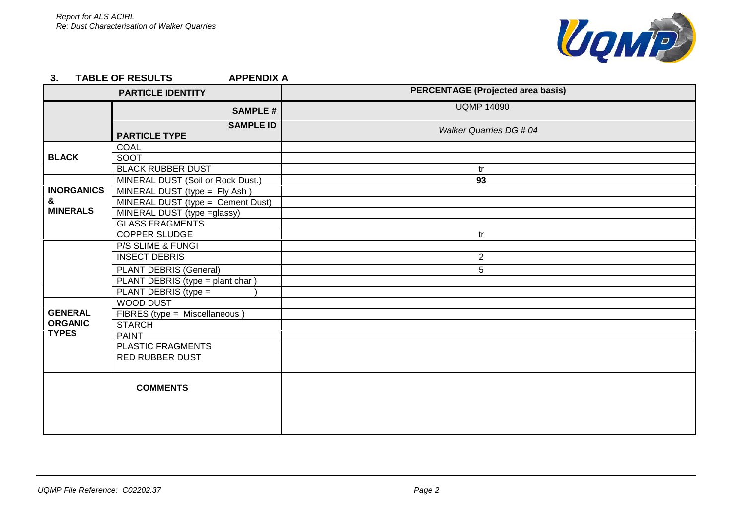## 3. TABLE OF RESULTS APPENDIX A

| PARTICLE IDENTITY | | PERCENTAGE (Projected area basis) |
|---|---|---|
| | SAMPLE # | UQMP 14090 |
| | SAMPLE ID / PARTICLE TYPE | *Walker Quarries DG # 04* |
| BLACK | COAL | |
| | SOOT | |
| | BLACK RUBBER DUST | tr |
| INORGANICS & MINERALS | MINERAL DUST (Soil or Rock Dust.) | **93** |
| | MINERAL DUST (type = Fly Ash ) | |
| | MINERAL DUST (type = Cement Dust) | |
| | MINERAL DUST (type =glassy) | |
| | GLASS FRAGMENTS | |
| | COPPER SLUDGE | tr |
| GENERAL ORGANIC TYPES | P/S SLIME & FUNGI | |
| | INSECT DEBRIS | 2 |
| | PLANT DEBRIS (General) | 5 |
| | PLANT DEBRIS (type = plant char ) | |
| | PLANT DEBRIS (type = ) | |
| | WOOD DUST | |
| | FIBRES (type = Miscellaneous ) | |
| | STARCH | |
| | PAINT | |
| | PLASTIC FRAGMENTS | |
| | RED RUBBER DUST | |
| COMMENTS | | |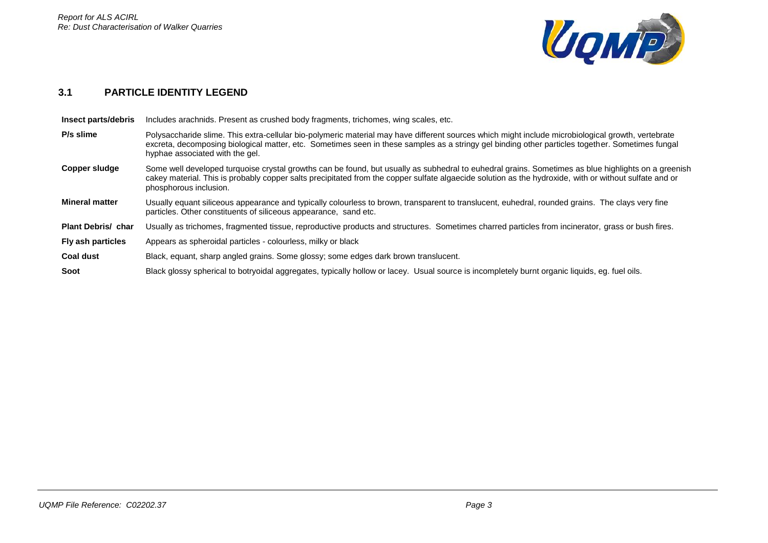### 3.1 PARTICLE IDENTITY LEGEND

| | |
|---|---|
| **Insect parts/debris** | Includes arachnids. Present as crushed body fragments, trichomes, wing scales, etc. |
| **P/s slime** | Polysaccharide slime. This extra-cellular bio-polymeric material may have different sources which might include microbiological growth, vertebrate excreta, decomposing biological matter, etc. Sometimes seen in these samples as a stringy gel binding other particles together. Sometimes fungal hyphae associated with the gel. |
| **Copper sludge** | Some well developed turquoise crystal growths can be found, but usually as subhedral to euhedral grains. Sometimes as blue highlights on a greenish cakey material. This is probably copper salts precipitated from the copper sulfate algaecide solution as the hydroxide, with or without sulfate and or phosphorous inclusion. |
| **Mineral matter** | Usually equant siliceous appearance and typically colourless to brown, transparent to translucent, euhedral, rounded grains. The clays very fine particles. Other constituents of siliceous appearance, sand etc. |
| **Plant Debris/ char** | Usually as trichomes, fragmented tissue, reproductive products and structures. Sometimes charred particles from incinerator, grass or bush fires. |
| **Fly ash particles** | Appears as spheroidal particles - colourless, milky or black |
| **Coal dust** | Black, equant, sharp angled grains. Some glossy; some edges dark brown translucent. |
| **Soot** | Black glossy spherical to botryoidal aggregates, typically hollow or lacey. Usual source is incompletely burnt organic liquids, eg. fuel oils. |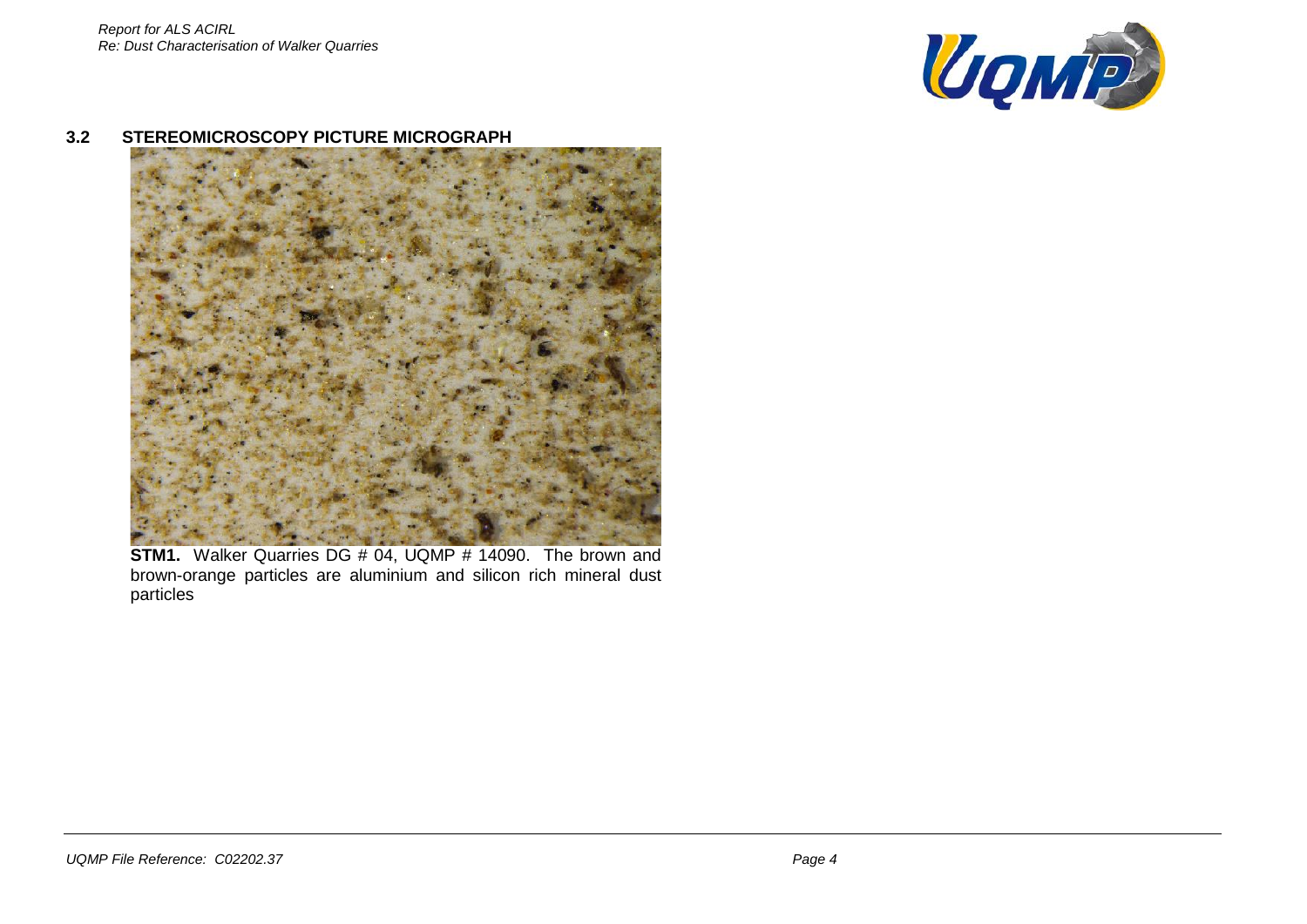### 3.2 STEREOMICROSCOPY PICTURE MICROGRAPH

**STM1.** Walker Quarries DG # 04, UQMP # 14090. The brown and brown-orange particles are aluminium and silicon rich mineral dust particles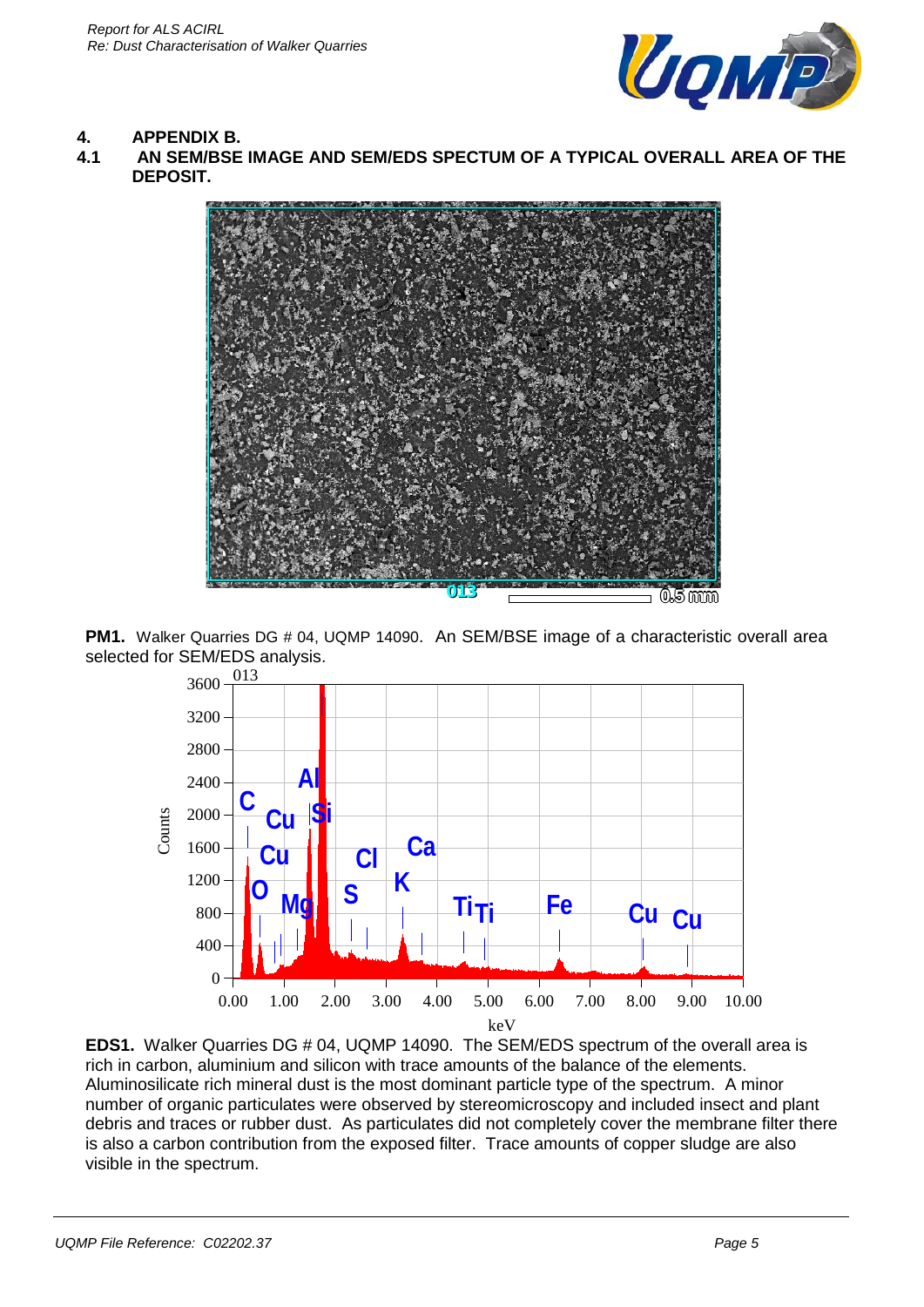## 4. APPENDIX B.

### 4.1 AN SEM/BSE IMAGE AND SEM/EDS SPECTRUM OF A TYPICAL OVERALL AREA OF THE DEPOSIT.

**PM1.** Walker Quarries DG # 04, UQMP 14090. An SEM/BSE image of a characteristic overall area selected for SEM/EDS analysis.

**EDS1.** Walker Quarries DG # 04, UQMP 14090. The SEM/EDS spectrum of the overall area is rich in carbon, aluminium and silicon with trace amounts of the balance of the elements. Aluminosilicate rich mineral dust is the most dominant particle type of the spectrum. A minor number of organic particulates were observed by stereomicroscopy and included insect and plant debris and traces or rubber dust. As particulates did not completely cover the membrane filter there is also a carbon contribution from the exposed filter. Trace amounts of copper sludge are also visible in the spectrum.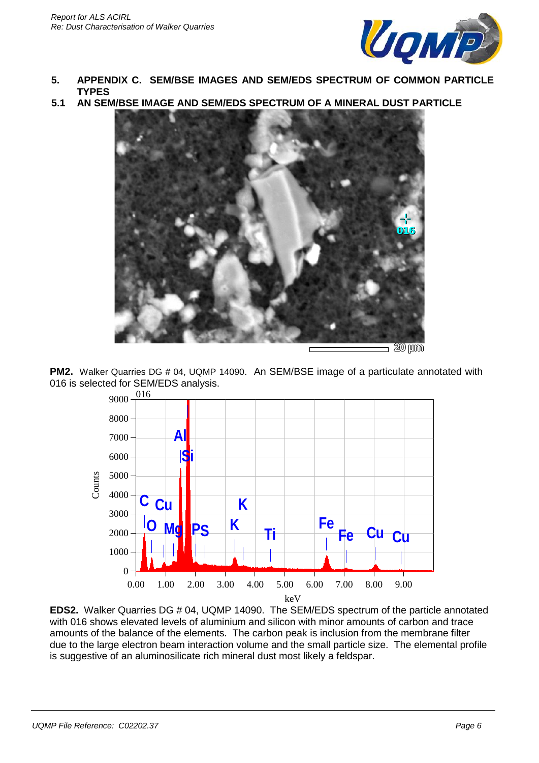## 5. APPENDIX C. SEM/BSE IMAGES AND SEM/EDS SPECTRUM OF COMMON PARTICLE TYPES

### 5.1 AN SEM/BSE IMAGE AND SEM/EDS SPECTRUM OF A MINERAL DUST PARTICLE

**PM2.** Walker Quarries DG # 04, UQMP 14090. An SEM/BSE image of a particulate annotated with 016 is selected for SEM/EDS analysis.

**EDS2.** Walker Quarries DG # 04, UQMP 14090. The SEM/EDS spectrum of the particle annotated with 016 shows elevated levels of aluminium and silicon with minor amounts of carbon and trace amounts of the balance of the elements. The carbon peak is inclusion from the membrane filter due to the large electron beam interaction volume and the small particle size. The elemental profile is suggestive of an aluminosilicate rich mineral dust most likely a feldspar.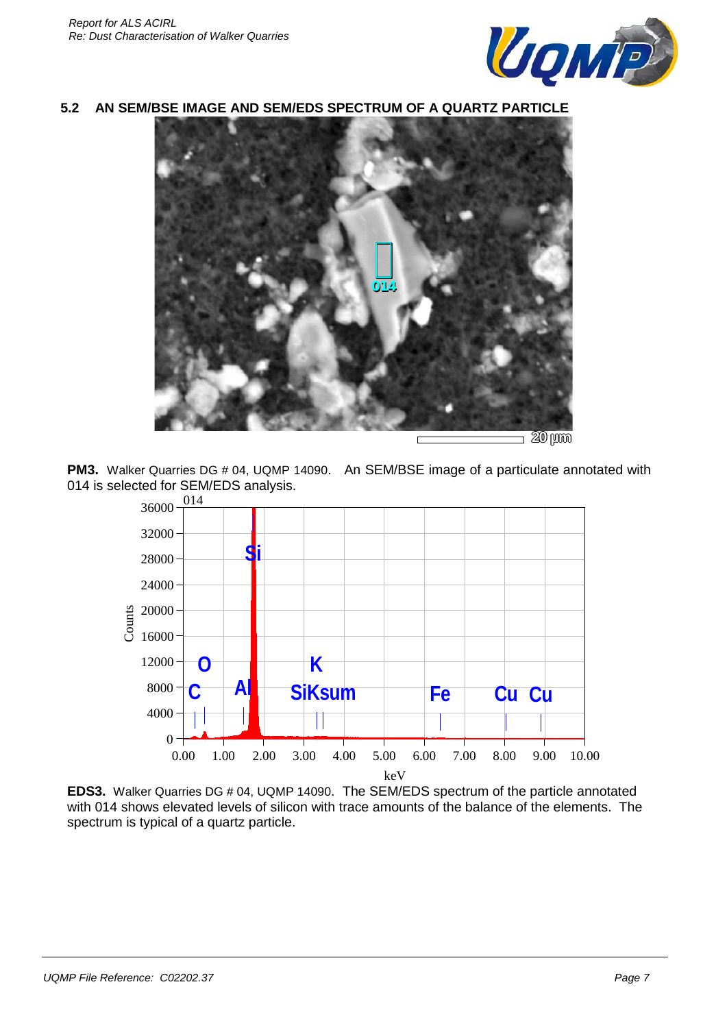## 5.2 AN SEM/BSE IMAGE AND SEM/EDS SPECTRUM OF A QUARTZ PARTICLE

**PM3.** Walker Quarries DG # 04, UQMP 14090. An SEM/BSE image of a particulate annotated with 014 is selected for SEM/EDS analysis.

**EDS3.** Walker Quarries DG # 04, UQMP 14090. The SEM/EDS spectrum of the particle annotated with 014 shows elevated levels of silicon with trace amounts of the balance of the elements. The spectrum is typical of a quartz particle.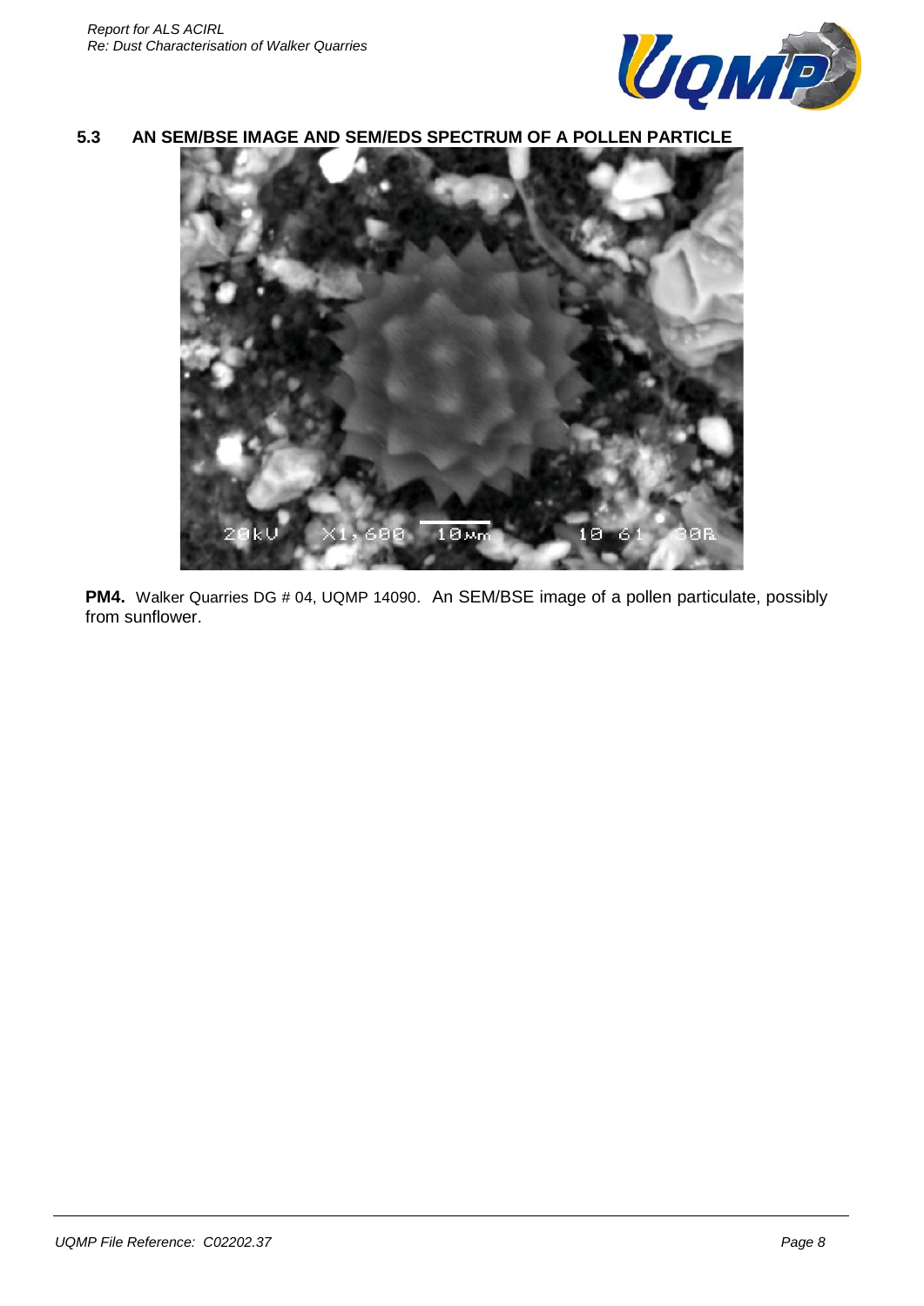### 5.3 AN SEM/BSE IMAGE AND SEM/EDS SPECTRUM OF A POLLEN PARTICLE

**PM4.** Walker Quarries DG # 04, UQMP 14090. An SEM/BSE image of a pollen particulate, possibly from sunflower.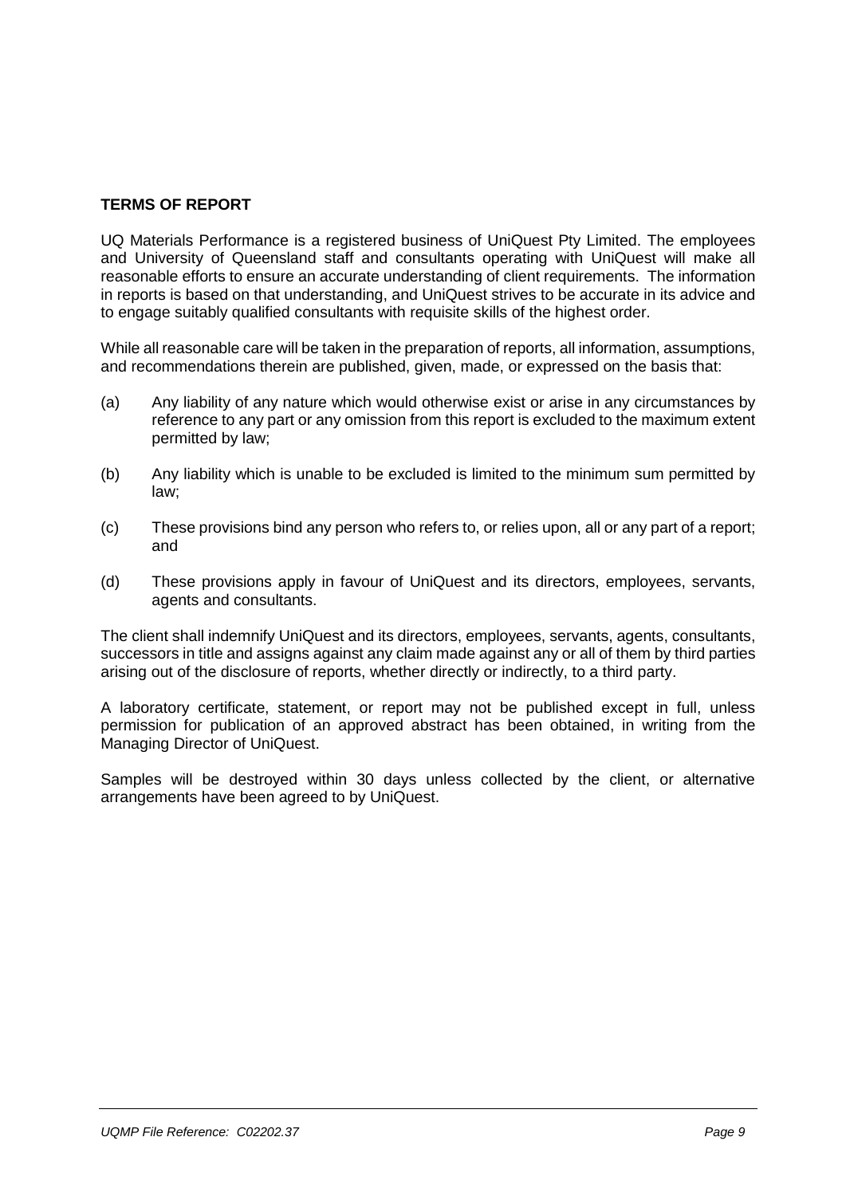**TERMS OF REPORT**

UQ Materials Performance is a registered business of UniQuest Pty Limited. The employees and University of Queensland staff and consultants operating with UniQuest will make all reasonable efforts to ensure an accurate understanding of client requirements. The information in reports is based on that understanding, and UniQuest strives to be accurate in its advice and to engage suitably qualified consultants with requisite skills of the highest order.

While all reasonable care will be taken in the preparation of reports, all information, assumptions, and recommendations therein are published, given, made, or expressed on the basis that:

(a) Any liability of any nature which would otherwise exist or arise in any circumstances by reference to any part or any omission from this report is excluded to the maximum extent permitted by law;

(b) Any liability which is unable to be excluded is limited to the minimum sum permitted by law;

(c) These provisions bind any person who refers to, or relies upon, all or any part of a report; and

(d) These provisions apply in favour of UniQuest and its directors, employees, servants, agents and consultants.

The client shall indemnify UniQuest and its directors, employees, servants, agents, consultants, successors in title and assigns against any claim made against any or all of them by third parties arising out of the disclosure of reports, whether directly or indirectly, to a third party.

A laboratory certificate, statement, or report may not be published except in full, unless permission for publication of an approved abstract has been obtained, in writing from the Managing Director of UniQuest.

Samples will be destroyed within 30 days unless collected by the client, or alternative arrangements have been agreed to by UniQuest.